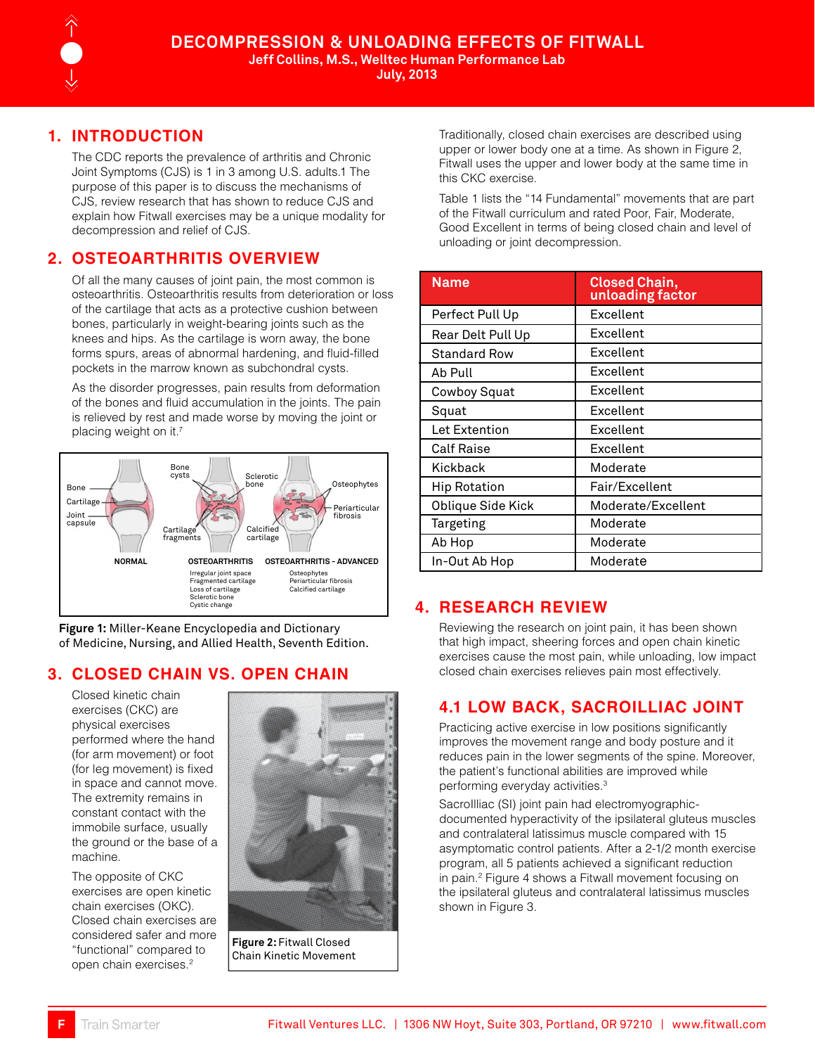# DECOMPRESSION & UNLOADING EFFECTS OF FITWALL

**Jeff Collins, M.S., Welltec Human Performance Lab**
**July, 2013**

## 1. INTRODUCTION

The CDC reports the prevalence of arthritis and Chronic Joint Symptoms (CJS) is 1 in 3 among U.S. adults.1 The purpose of this paper is to discuss the mechanisms of CJS, review research that has shown to reduce CJS and explain how Fitwall exercises may be a unique modality for decompression and relief of CJS.

## 2. OSTEOARTHRITIS OVERVIEW

Of all the many causes of joint pain, the most common is osteoarthritis. Osteoarthritis results from deterioration or loss of the cartilage that acts as a protective cushion between bones, particularly in weight-bearing joints such as the knees and hips. As the cartilage is worn away, the bone forms spurs, areas of abnormal hardening, and fluid-filled pockets in the marrow known as subchondral cysts.

As the disorder progresses, pain results from deformation of the bones and fluid accumulation in the joints. The pain is relieved by rest and made worse by moving the joint or placing weight on it.[7]

Bone
Cartilage
Joint capsule
NORMAL

Bone cysts
Sclerotic bone
Cartilage fragments
OSTEOARTHRITIS
Irregular joint space
Fragmented cartilage
Loss of cartilage
Sclerotic bone
Cystic change

Osteophytes
Periarticular fibrosis
Calcified cartilage
OSTEOARTHRITIS - ADVANCED
Osteophytes
Periarticular fibrosis
Calcified cartilage

**Figure 1:** Miller-Keane Encyclopedia and Dictionary of Medicine, Nursing, and Allied Health, Seventh Edition.

## 3. CLOSED CHAIN VS. OPEN CHAIN

Closed kinetic chain exercises (CKC) are physical exercises performed where the hand (for arm movement) or foot (for leg movement) is fixed in space and cannot move. The extremity remains in constant contact with the immobile surface, usually the ground or the base of a machine.

The opposite of CKC exercises are open kinetic chain exercises (OKC). Closed chain exercises are considered safer and more "functional" compared to open chain exercises.[2]

**Figure 2:** Fitwall Closed Chain Kinetic Movement

Traditionally, closed chain exercises are described using upper or lower body one at a time. As shown in Figure 2, Fitwall uses the upper and lower body at the same time in this CKC exercise.

Table 1 lists the "14 Fundamental" movements that are part of the Fitwall curriculum and rated Poor, Fair, Moderate, Good Excellent in terms of being closed chain and level of unloading or joint decompression.

| Name | Closed Chain, unloading factor |
|---|---|
| Perfect Pull Up | Excellent |
| Rear Delt Pull Up | Excellent |
| Standard Row | Excellent |
| Ab Pull | Excellent |
| Cowboy Squat | Excellent |
| Squat | Excellent |
| Let Extention | Excellent |
| Calf Raise | Excellent |
| Kickback | Moderate |
| Hip Rotation | Fair/Excellent |
| Oblique Side Kick | Moderate/Excellent |
| Targeting | Moderate |
| Ab Hop | Moderate |
| In-Out Ab Hop | Moderate |

## 4. RESEARCH REVIEW

Reviewing the research on joint pain, it has been shown that high impact, sheering forces and open chain kinetic exercises cause the most pain, while unloading, low impact closed chain exercises relieves pain most effectively.

### 4.1 LOW BACK, SACROILLIAC JOINT

Practicing active exercise in low positions significantly improves the movement range and body posture and it reduces pain in the lower segments of the spine. Moreover, the patient's functional abilities are improved while performing everyday activities.[3]

Sacrolliiac (SI) joint pain had electromyographic-documented hyperactivity of the ipsilateral gluteus muscles and contralateral latissimus muscle compared with 15 asymptomatic control patients. After a 2-1/2 month exercise program, all 5 patients achieved a significant reduction in pain.[2] Figure 4 shows a Fitwall movement focusing on the ipsilateral gluteus and contralateral latissimus muscles shown in Figure 3.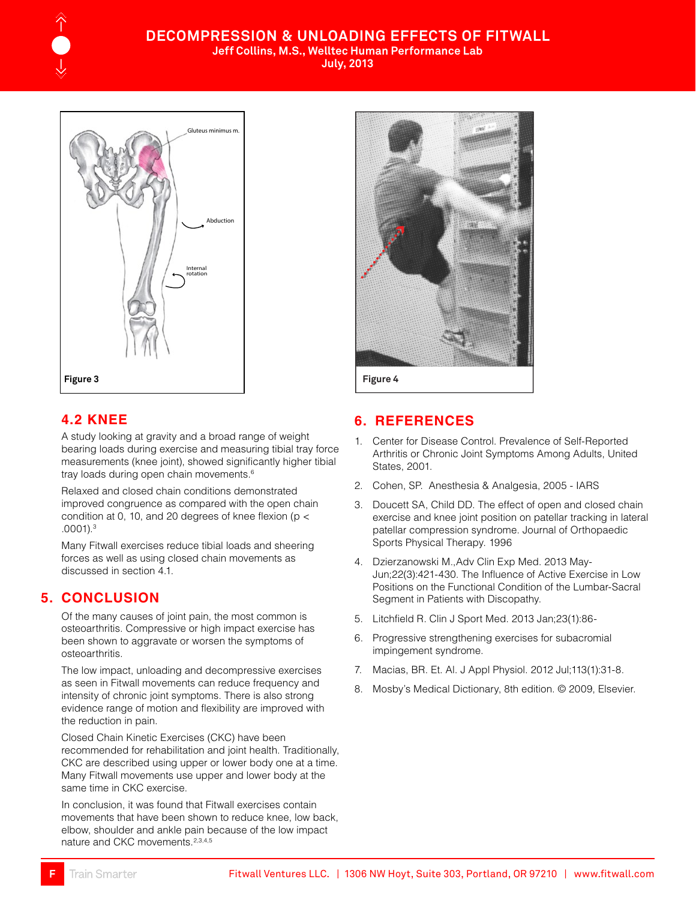Gluteus minimus m.

Abduction

Internal rotation

**Figure 3**

**Figure 4**

## 4.2 KNEE

A study looking at gravity and a broad range of weight bearing loads during exercise and measuring tibial tray force measurements (knee joint), showed significantly higher tibial tray loads during open chain movements.[6]

Relaxed and closed chain conditions demonstrated improved congruence as compared with the open chain condition at 0, 10, and 20 degrees of knee flexion ($p < .0001$).[3]

Many Fitwall exercises reduce tibial loads and sheering forces as well as using closed chain movements as discussed in section 4.1.

## 5. CONCLUSION

Of the many causes of joint pain, the most common is osteoarthritis. Compressive or high impact exercise has been shown to aggravate or worsen the symptoms of osteoarthritis.

The low impact, unloading and decompressive exercises as seen in Fitwall movements can reduce frequency and intensity of chronic joint symptoms. There is also strong evidence range of motion and flexibility are improved with the reduction in pain.

Closed Chain Kinetic Exercises (CKC) have been recommended for rehabilitation and joint health. Traditionally, CKC are described using upper or lower body one at a time. Many Fitwall movements use upper and lower body at the same time in CKC exercise.

In conclusion, it was found that Fitwall exercises contain movements that have been shown to reduce knee, low back, elbow, shoulder and ankle pain because of the low impact nature and CKC movements.[2,3,4,5]

## 6. REFERENCES

1. Center for Disease Control. Prevalence of Self-Reported Arthritis or Chronic Joint Symptoms Among Adults, United States, 2001.
2. Cohen, SP. Anesthesia & Analgesia, 2005 - IARS
3. Doucett SA, Child DD. The effect of open and closed chain exercise and knee joint position on patellar tracking in lateral patellar compression syndrome. Journal of Orthopaedic Sports Physical Therapy. 1996
4. Dzierzanowski M.,Adv Clin Exp Med. 2013 May-Jun;22(3):421-430. The Influence of Active Exercise in Low Positions on the Functional Condition of the Lumbar-Sacral Segment in Patients with Discopathy.
5. Litchfield R. Clin J Sport Med. 2013 Jan;23(1):86-
6. Progressive strengthening exercises for subacromial impingement syndrome.
7. Macias, BR. Et. Al. J Appl Physiol. 2012 Jul;113(1):31-8.
8. Mosby's Medical Dictionary, 8th edition. © 2009, Elsevier.